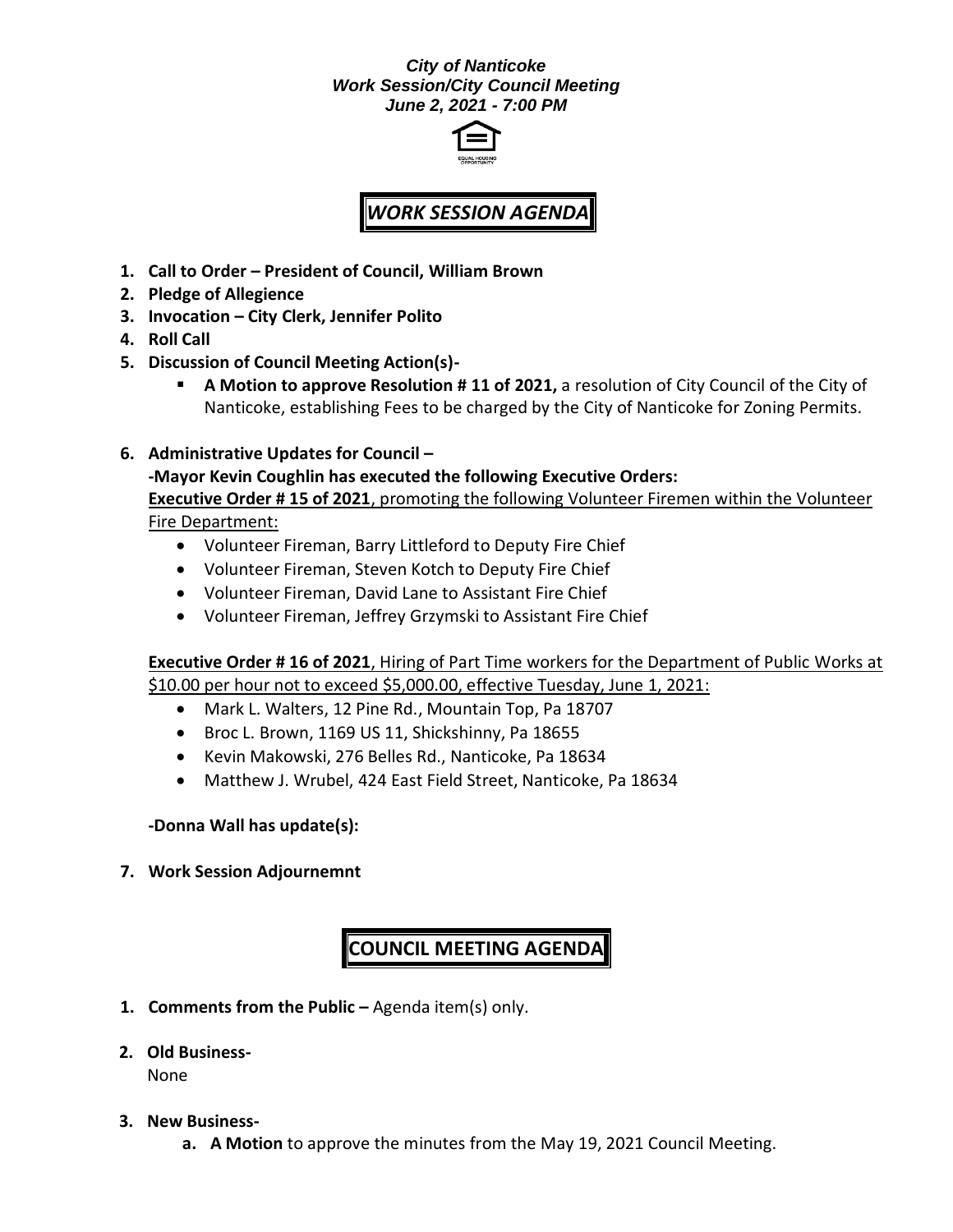***City of Nanticoke***
***Work Session/City Council Meeting***
***June 2, 2021 - 7:00 PM***

EQUAL HOUSING OPPORTUNITY

# *WORK SESSION AGENDA*

1. **Call to Order – President of Council, William Brown**
2. **Pledge of Allegience**
3. **Invocation – City Clerk, Jennifer Polito**
4. **Roll Call**
5. **Discussion of Council Meeting Action(s)-**
   - **A Motion to approve Resolution # 11 of 2021,** a resolution of City Council of the City of Nanticoke, establishing Fees to be charged by the City of Nanticoke for Zoning Permits.
6. **Administrative Updates for Council –**

   **-Mayor Kevin Coughlin has executed the following Executive Orders:**

   **Executive Order # 15 of 2021**, promoting the following Volunteer Firemen within the Volunteer Fire Department:
   - Volunteer Fireman, Barry Littleford to Deputy Fire Chief
   - Volunteer Fireman, Steven Kotch to Deputy Fire Chief
   - Volunteer Fireman, David Lane to Assistant Fire Chief
   - Volunteer Fireman, Jeffrey Grzymski to Assistant Fire Chief

   **Executive Order # 16 of 2021**, Hiring of Part Time workers for the Department of Public Works at $10.00 per hour not to exceed $5,000.00, effective Tuesday, June 1, 2021:
   - Mark L. Walters, 12 Pine Rd., Mountain Top, Pa 18707
   - Broc L. Brown, 1169 US 11, Shickshinny, Pa 18655
   - Kevin Makowski, 276 Belles Rd., Nanticoke, Pa 18634
   - Matthew J. Wrubel, 424 East Field Street, Nanticoke, Pa 18634

   **-Donna Wall has update(s):**

7. **Work Session Adjournemnt**

# COUNCIL MEETING AGENDA

1. **Comments from the Public –** Agenda item(s) only.
2. **Old Business-**

   None
3. **New Business-**
   a. **A Motion** to approve the minutes from the May 19, 2021 Council Meeting.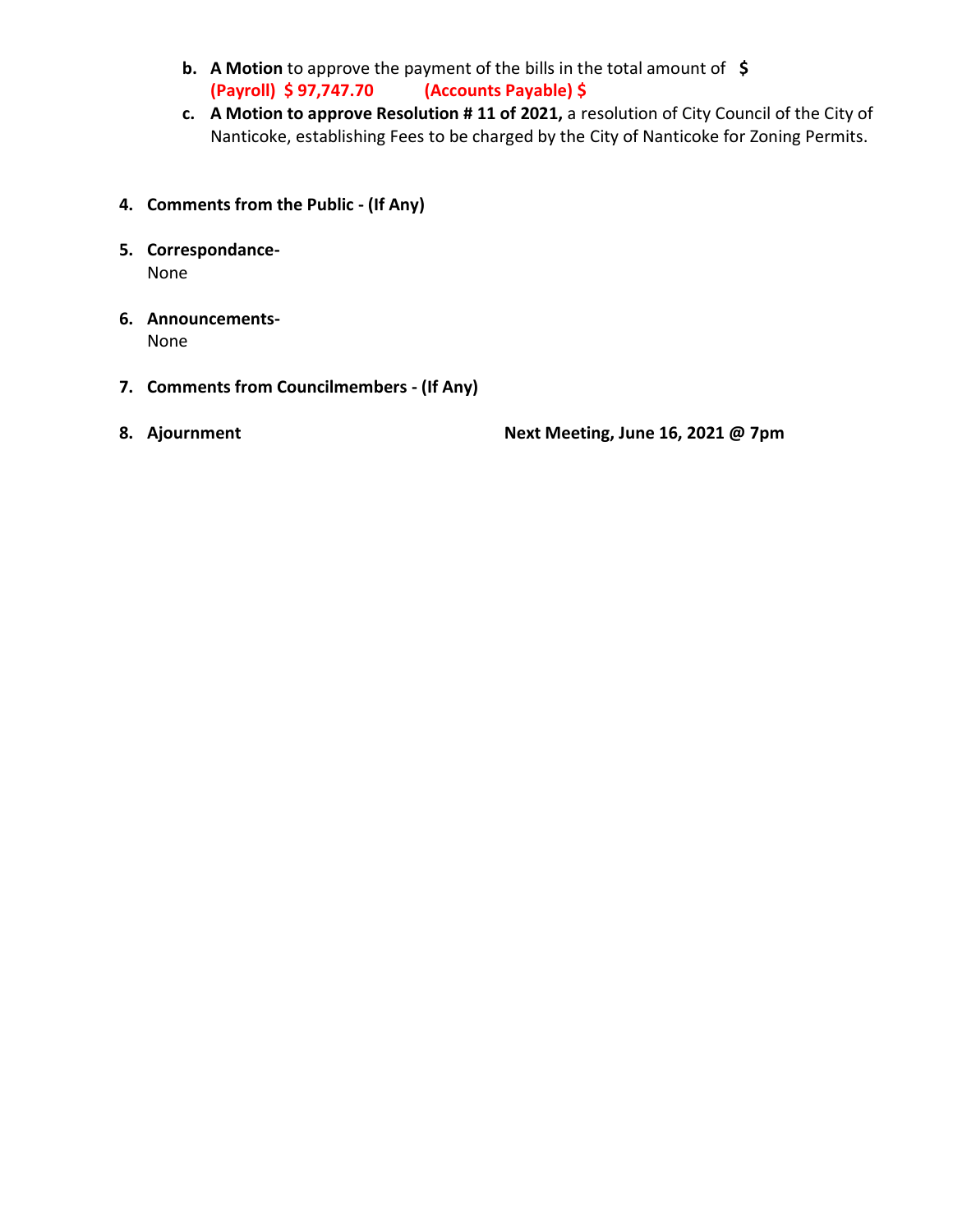b. **A Motion** to approve the payment of the bills in the total amount of **$**
   **(Payroll) $ 97,747.70 (Accounts Payable) $**
c. **A Motion to approve Resolution # 11 of 2021,** a resolution of City Council of the City of Nanticoke, establishing Fees to be charged by the City of Nanticoke for Zoning Permits.

4. **Comments from the Public - (If Any)**

5. **Correspondance-**
   None

6. **Announcements-**
   None

7. **Comments from Councilmembers - (If Any)**

8. **Ajournment** **Next Meeting, June 16, 2021 @ 7pm**